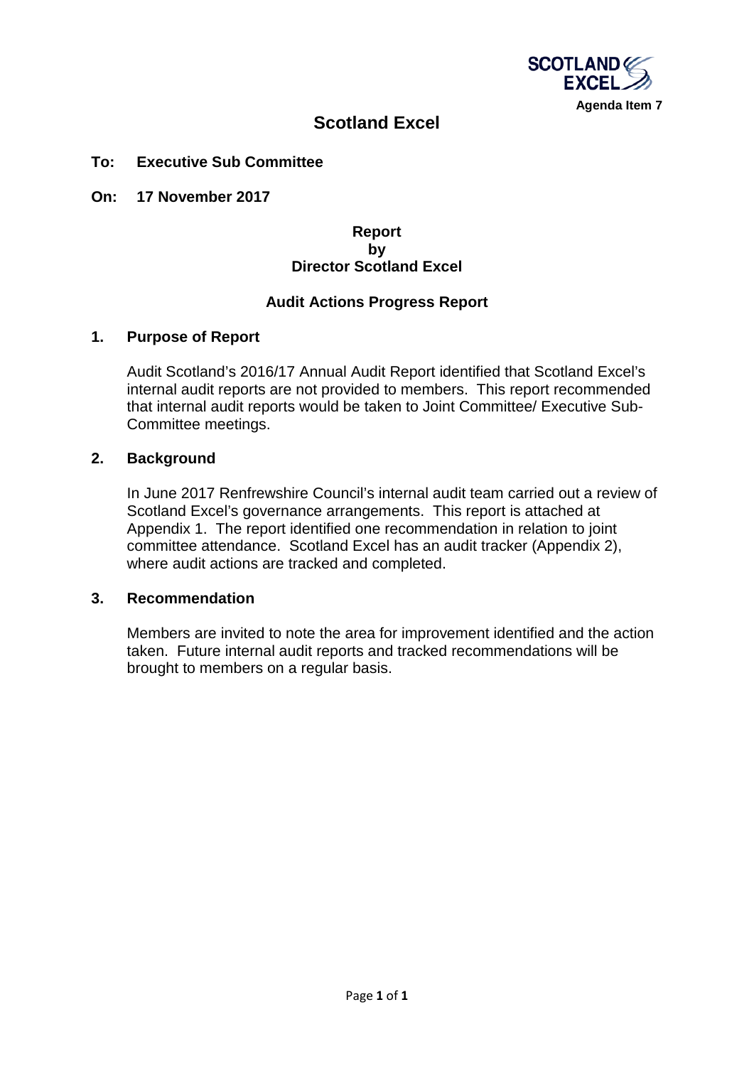Agenda Item 7

# Scotland Excel

**To: Executive Sub Committee**

**On: 17 November 2017**

**Report**
**by**
**Director Scotland Excel**

**Audit Actions Progress Report**

## 1. Purpose of Report

Audit Scotland's 2016/17 Annual Audit Report identified that Scotland Excel's internal audit reports are not provided to members. This report recommended that internal audit reports would be taken to Joint Committee/ Executive Sub-Committee meetings.

## 2. Background

In June 2017 Renfrewshire Council's internal audit team carried out a review of Scotland Excel's governance arrangements. This report is attached at Appendix 1. The report identified one recommendation in relation to joint committee attendance. Scotland Excel has an audit tracker (Appendix 2), where audit actions are tracked and completed.

## 3. Recommendation

Members are invited to note the area for improvement identified and the action taken. Future internal audit reports and tracked recommendations will be brought to members on a regular basis.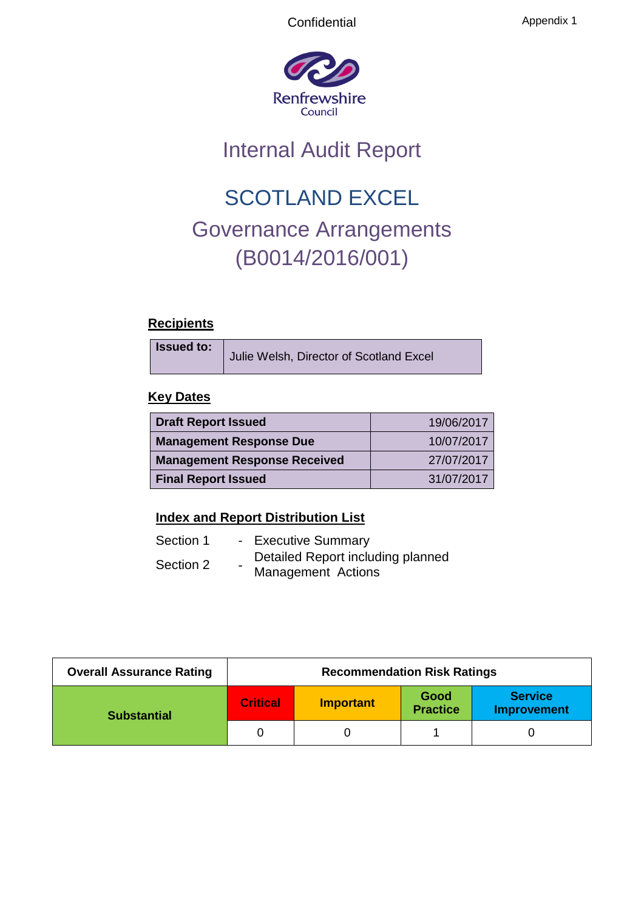Confidential

Appendix 1

Renfrewshire Council

# Internal Audit Report

# SCOTLAND EXCEL

## Governance Arrangements (B0014/2016/001)

**Recipients**

| **Issued to:** | Julie Welsh, Director of Scotland Excel |
|---|---|

**Key Dates**

| | |
|---|---|
| **Draft Report Issued** | 19/06/2017 |
| **Management Response Due** | 10/07/2017 |
| **Management Response Received** | 27/07/2017 |
| **Final Report Issued** | 31/07/2017 |

**Index and Report Distribution List**

Section 1 - Executive Summary

Section 2 - Detailed Report including planned Management Actions

| **Overall Assurance Rating** | **Recommendation Risk Ratings** | | | |
|---|---|---|---|---|
| **Substantial** | **Critical** | **Important** | **Good Practice** | **Service Improvement** |
| | 0 | 0 | 1 | 0 |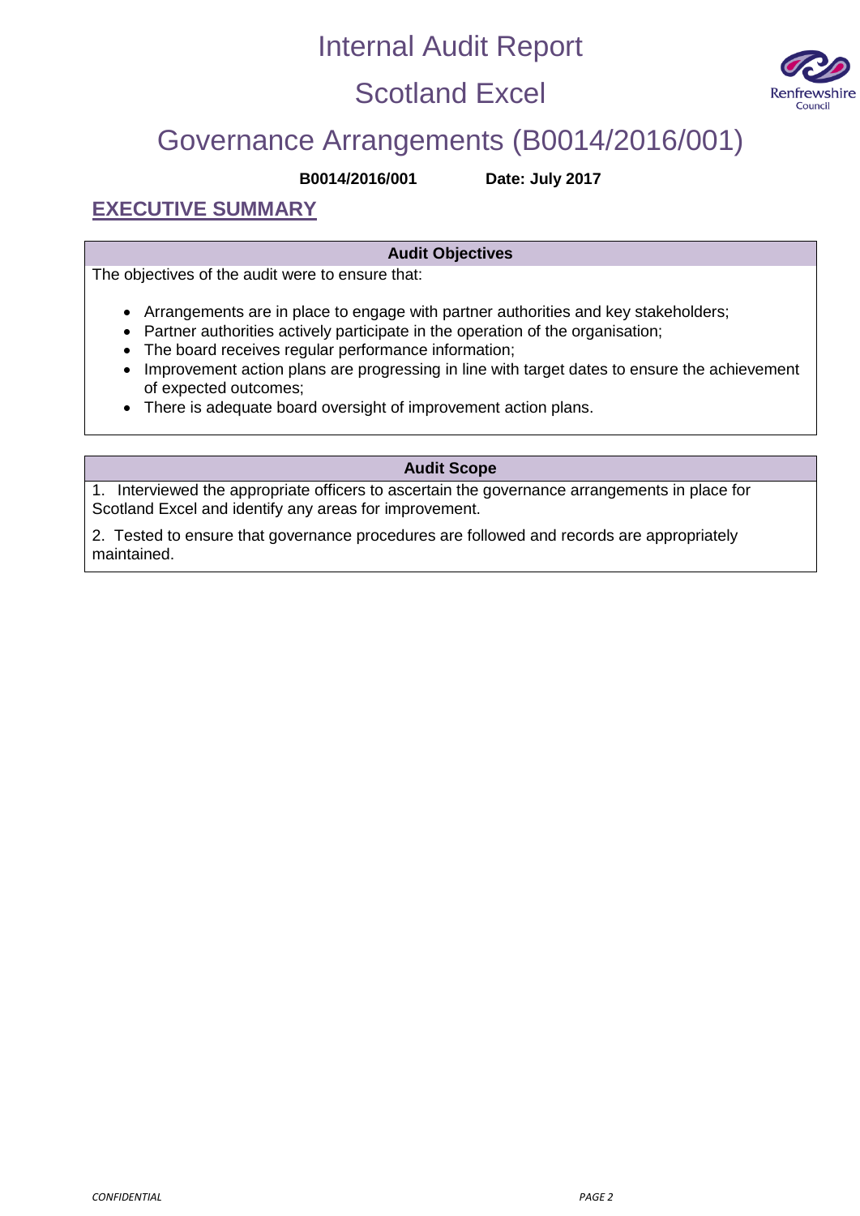# Internal Audit Report

# Scotland Excel

# Governance Arrangements (B0014/2016/001)

**B0014/2016/001** **Date: July 2017**

## EXECUTIVE SUMMARY

### Audit Objectives

The objectives of the audit were to ensure that:

- Arrangements are in place to engage with partner authorities and key stakeholders;
- Partner authorities actively participate in the operation of the organisation;
- The board receives regular performance information;
- Improvement action plans are progressing in line with target dates to ensure the achievement of expected outcomes;
- There is adequate board oversight of improvement action plans.

### Audit Scope

1. Interviewed the appropriate officers to ascertain the governance arrangements in place for Scotland Excel and identify any areas for improvement.

2. Tested to ensure that governance procedures are followed and records are appropriately maintained.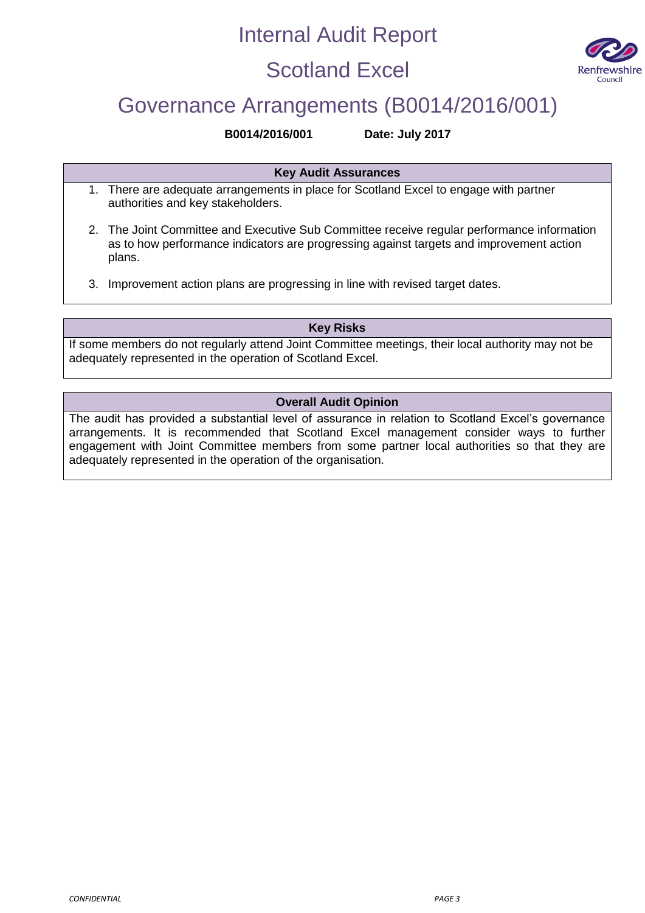# Internal Audit Report

# Scotland Excel

## Governance Arrangements (B0014/2016/001)

**B0014/2016/001** **Date: July 2017**

| Key Audit Assurances |
| --- |
| 1. There are adequate arrangements in place for Scotland Excel to engage with partner authorities and key stakeholders.<br>2. The Joint Committee and Executive Sub Committee receive regular performance information as to how performance indicators are progressing against targets and improvement action plans.<br>3. Improvement action plans are progressing in line with revised target dates. |

| Key Risks |
| --- |
| If some members do not regularly attend Joint Committee meetings, their local authority may not be adequately represented in the operation of Scotland Excel. |

| Overall Audit Opinion |
| --- |
| The audit has provided a substantial level of assurance in relation to Scotland Excel's governance arrangements. It is recommended that Scotland Excel management consider ways to further engagement with Joint Committee members from some partner local authorities so that they are adequately represented in the operation of the organisation. |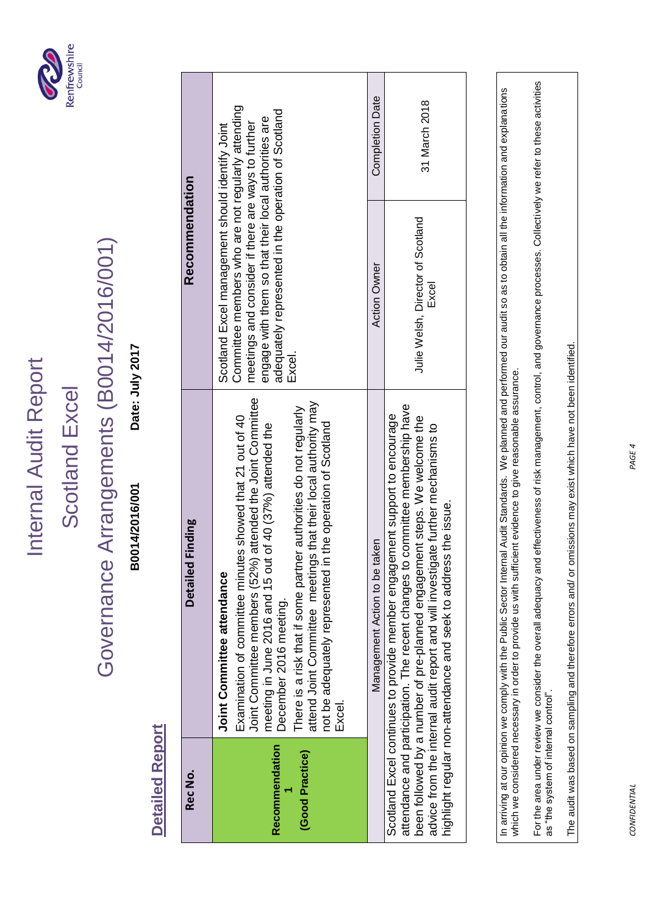# Internal Audit Report

# Scotland Excel

# Governance Arrangements (B0014/2016/001)

**B0014/2016/001** **Date: July 2017**

## Detailed Report

| Rec No. | Detailed Finding | Recommendation | |
|---|---|---|---|
| **Recommendation 1** **(Good Practice)** | **Joint Committee attendance** Examination of committee minutes showed that 21 out of 40 Joint Committee members (52%) attended the Joint Committee meeting in June 2016 and 15 out of 40 (37%) attended the December 2016 meeting. There is a risk that if some partner authorities do not regularly attend Joint Committee meetings that their local authority may not be adequately represented in the operation of Scotland Excel. | Scotland Excel management should identify Joint Committee members who are not regularly attending meetings and consider if there are ways to further engage with them so that their local authorities are adequately represented in the operation of Scotland Excel. | |
| | Management Action to be taken | Action Owner | Completion Date |
| | Scotland Excel continues to provide member engagement support to encourage attendance and participation. The recent changes to committee membership have been followed by a number of pre-planned engagement steps. We welcome the advice from the internal audit report and will investigate further mechanisms to highlight regular non-attendance and seek to address the issue. | Julie Welsh, Director of Scotland Excel | 31 March 2018 |

In arriving at our opinion we comply with the Public Sector Internal Audit Standards. We planned and performed our audit so as to obtain all the information and explanations which we considered necessary in order to provide us with sufficient evidence to give reasonable assurance.

For the area under review we consider the overall adequacy and effectiveness of risk management, control, and governance processes. Collectively we refer to these activities as "the system of internal control".

The audit was based on sampling and therefore errors and/ or omissions may exist which have not been identified.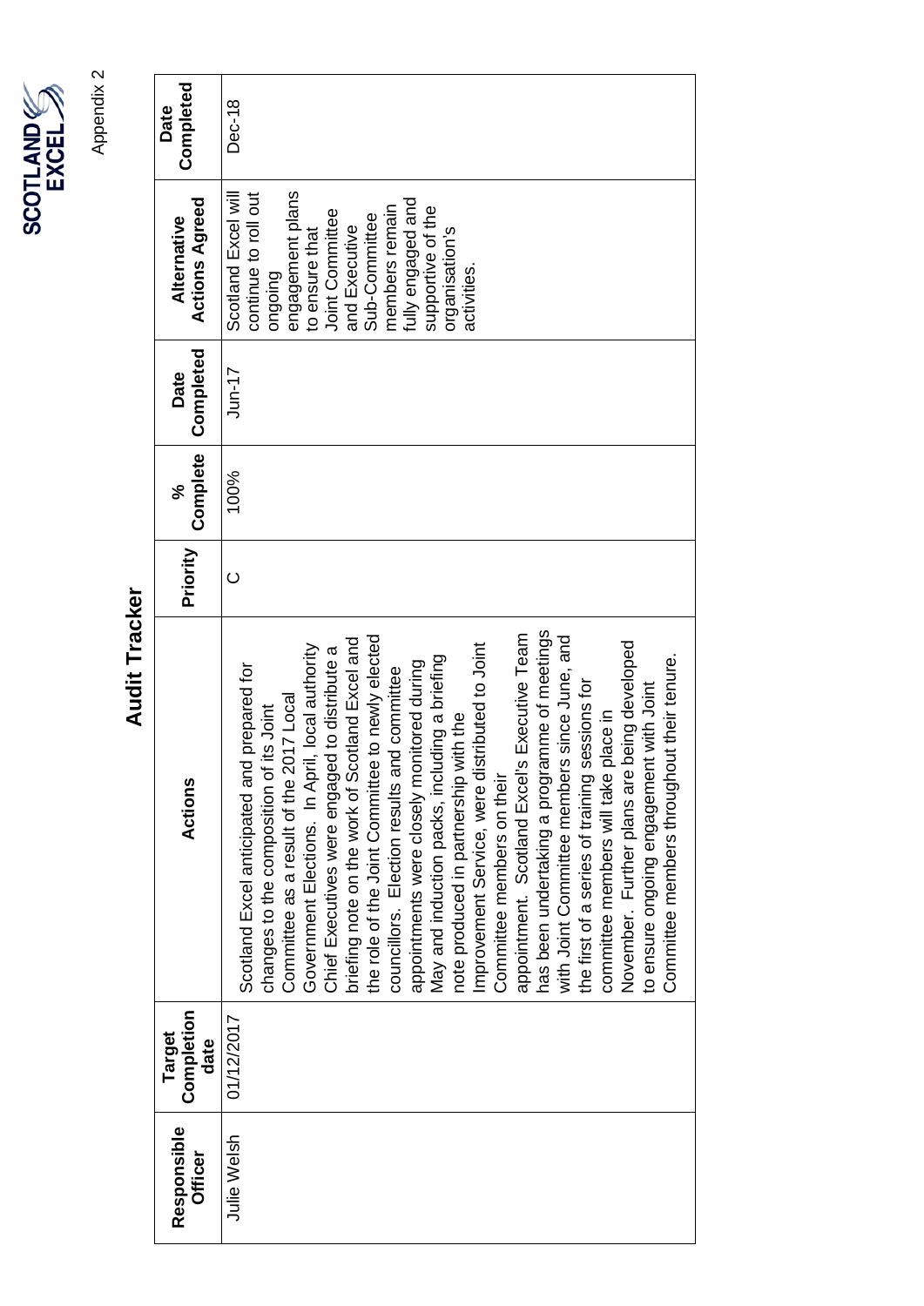Appendix 2

# Audit Tracker

| Responsible Officer | Target Completion date | Actions | Priority | % Complete | Date Completed | Alternative Actions Agreed | Date Completed |
|---|---|---|---|---|---|---|---|
| Julie Welsh | 01/12/2017 | Scotland Excel anticipated and prepared for changes to the composition of its Joint Committee as a result of the 2017 Local Government Elections. In April, local authority Chief Executives were engaged to distribute a briefing note on the work of Scotland Excel and the role of the Joint Committee to newly elected councillors. Election results and committee appointments were closely monitored during May and induction packs, including a briefing note produced in partnership with the Improvement Service, were distributed to Joint Committee members on their appointment. Scotland Excel's Executive Team has been undertaking a programme of meetings with Joint Committee members since June, and the first of a series of training sessions for committee members will take place in November. Further plans are being developed to ensure ongoing engagement with Joint Committee members throughout their tenure. | C | 100% | Jun-17 | Scotland Excel will continue to roll out ongoing engagement plans to ensure that Joint Committee and Executive Sub-Committee members remain fully engaged and supportive of the organisation's activities. | Dec-18 |